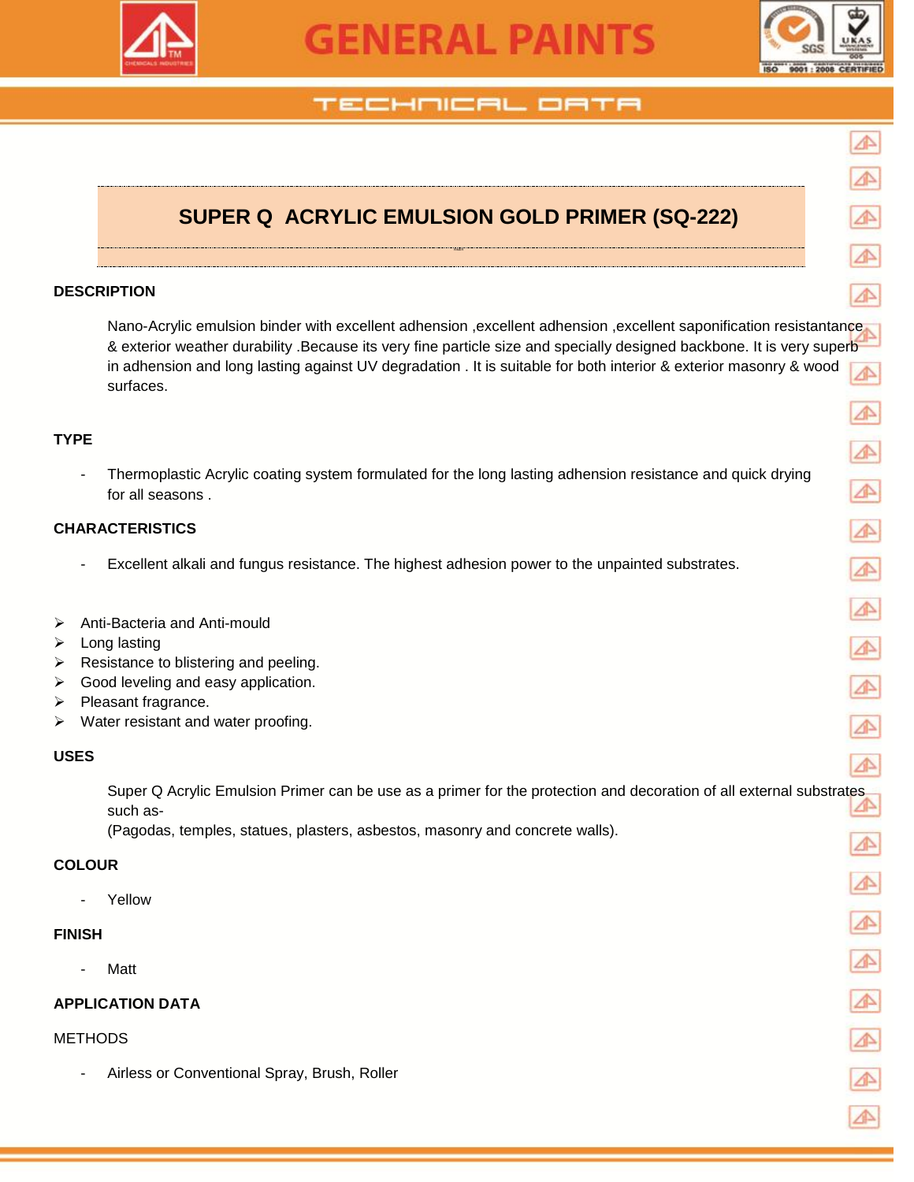# SUPER Q ACRYLIC EMULSION GOLD PRIMER (SQ-222)

## DESCRIPTION

Nano-Acrylic emulsion binder with excellent adhension ,excellent adhension ,excellent saponification resistantance & exterior weather durability .Because its very fine particle size and specially designed backbone. It is very superb in adhension and long lasting against UV degradation . It is suitable for both interior & exterior masonry & wood surfaces.

## TYPE

- Thermoplastic Acrylic coating system formulated for the long lasting adhension resistance and quick drying for all seasons .

## CHARACTERISTICS

- Excellent alkali and fungus resistance. The highest adhesion power to the unpainted substrates.

- Anti-Bacteria and Anti-mould
- Long lasting
- Resistance to blistering and peeling.
- Good leveling and easy application.
- Pleasant fragrance.
- Water resistant and water proofing.

## USES

Super Q Acrylic Emulsion Primer can be use as a primer for the protection and decoration of all external substrates such as-
(Pagodas, temples, statues, plasters, asbestos, masonry and concrete walls).

## COLOUR

- Yellow

## FINISH

- Matt

## APPLICATION DATA

METHODS

- Airless or Conventional Spray, Brush, Roller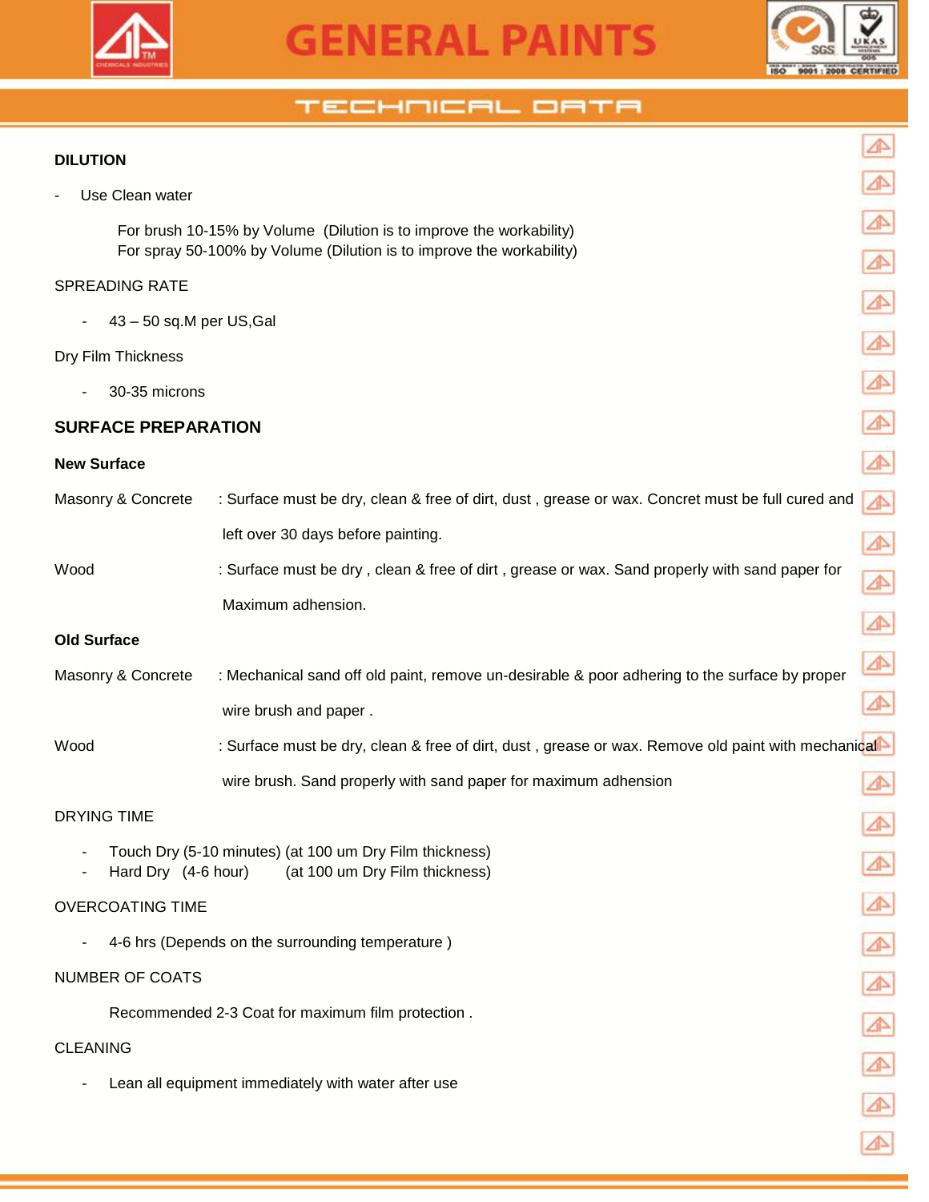## DILUTION

- Use Clean water

  For brush 10-15% by Volume (Dilution is to improve the workability)
  For spray 50-100% by Volume (Dilution is to improve the workability)

SPREADING RATE

- 43 – 50 sq.M per US,Gal

Dry Film Thickness

- 30-35 microns

## SURFACE PREPARATION

### New Surface

Masonry & Concrete : Surface must be dry, clean & free of dirt, dust , grease or wax. Concret must be full cured and left over 30 days before painting.

Wood : Surface must be dry , clean & free of dirt , grease or wax. Sand properly with sand paper for Maximum adhension.

### Old Surface

Masonry & Concrete : Mechanical sand off old paint, remove un-desirable & poor adhering to the surface by proper wire brush and paper .

Wood : Surface must be dry, clean & free of dirt, dust , grease or wax. Remove old paint with mechanical wire brush. Sand properly with sand paper for maximum adhension

DRYING TIME

- Touch Dry (5-10 minutes) (at 100 um Dry Film thickness)
- Hard Dry (4-6 hour) (at 100 um Dry Film thickness)

OVERCOATING TIME

- 4-6 hrs (Depends on the surrounding temperature )

NUMBER OF COATS

Recommended 2-3 Coat for maximum film protection .

CLEANING

- Lean all equipment immediately with water after use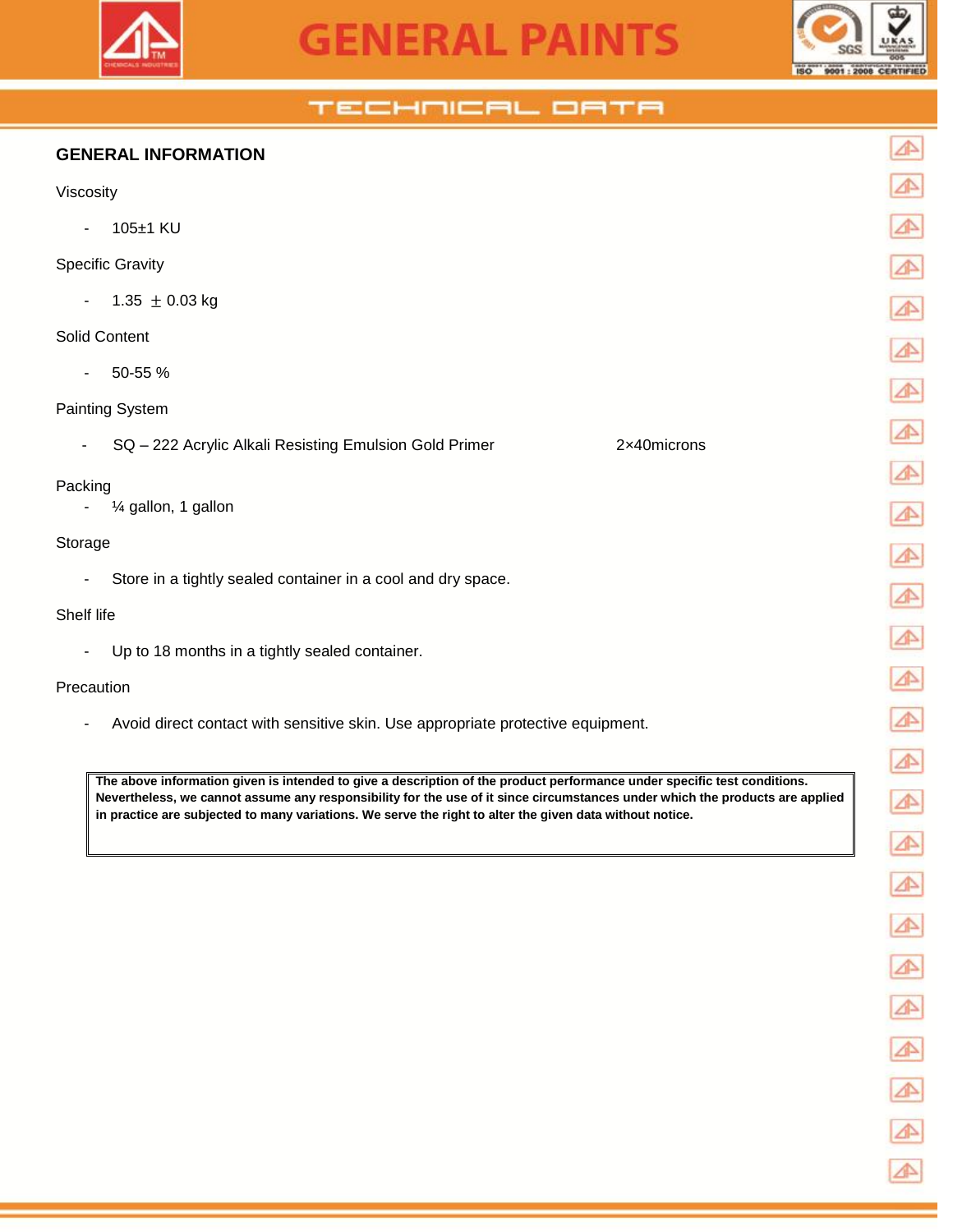## GENERAL INFORMATION

Viscosity

- 105±1 KU

Specific Gravity

- 1.35 ± 0.03 kg

Solid Content

- 50-55 %

Painting System

- SQ – 222 Acrylic Alkali Resisting Emulsion Gold Primer 2×40microns

Packing

- ¼ gallon, 1 gallon

Storage

- Store in a tightly sealed container in a cool and dry space.

Shelf life

- Up to 18 months in a tightly sealed container.

Precaution

- Avoid direct contact with sensitive skin. Use appropriate protective equipment.

**The above information given is intended to give a description of the product performance under specific test conditions. Nevertheless, we cannot assume any responsibility for the use of it since circumstances under which the products are applied in practice are subjected to many variations. We serve the right to alter the given data without notice.**